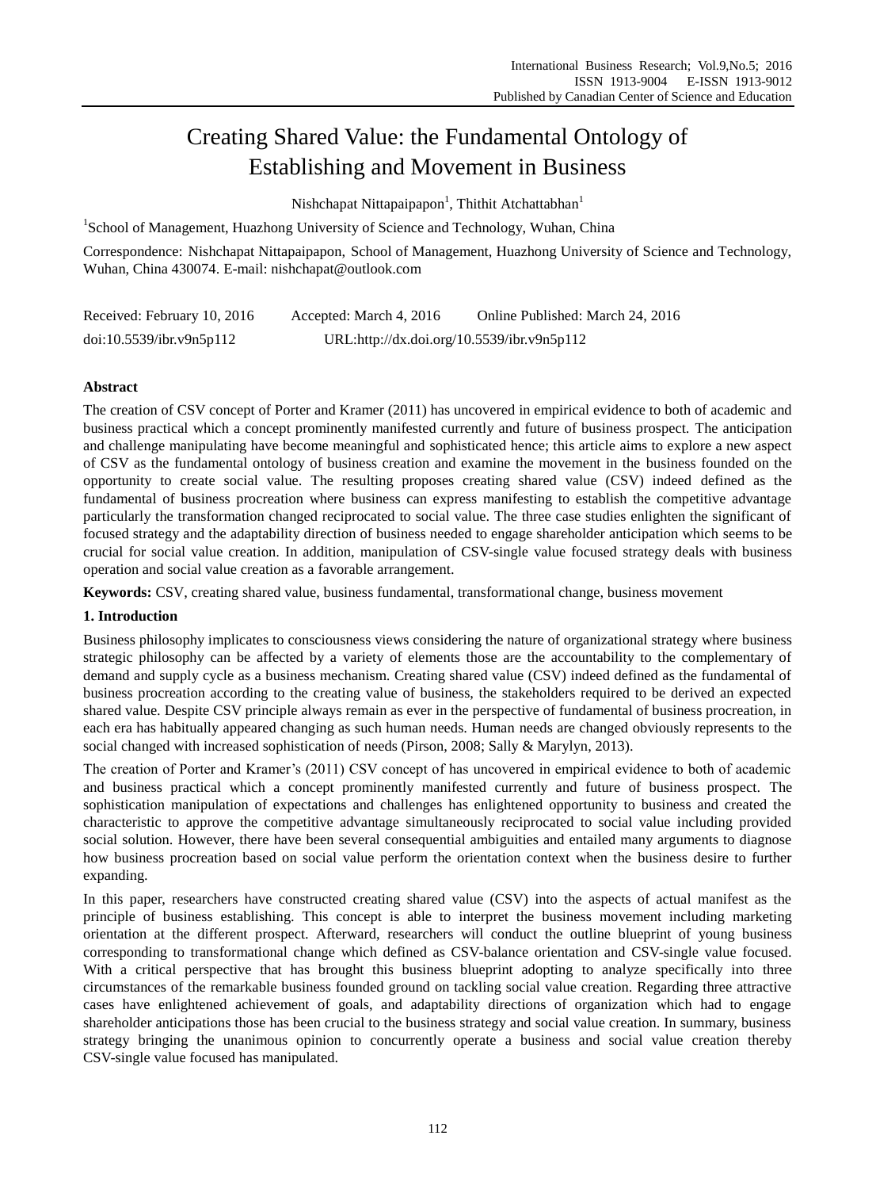# Creating Shared Value: the Fundamental Ontology of Establishing and Movement in Business

Nishchapat Nittapaipapon[1], Thithit Atchattabhan[1]

[1]School of Management, Huazhong University of Science and Technology, Wuhan, China

Correspondence: Nishchapat Nittapaipapon, School of Management, Huazhong University of Science and Technology, Wuhan, China 430074. E-mail: nishchapat@outlook.com

Received: February 10, 2016 Accepted: March 4, 2016 Online Published: March 24, 2016

doi:10.5539/ibr.v9n5p112 URL:http://dx.doi.org/10.5539/ibr.v9n5p112

## Abstract

The creation of CSV concept of Porter and Kramer (2011) has uncovered in empirical evidence to both of academic and business practical which a concept prominently manifested currently and future of business prospect. The anticipation and challenge manipulating have become meaningful and sophisticated hence; this article aims to explore a new aspect of CSV as the fundamental ontology of business creation and examine the movement in the business founded on the opportunity to create social value. The resulting proposes creating shared value (CSV) indeed defined as the fundamental of business procreation where business can express manifesting to establish the competitive advantage particularly the transformation changed reciprocated to social value. The three case studies enlighten the significant of focused strategy and the adaptability direction of business needed to engage shareholder anticipation which seems to be crucial for social value creation. In addition, manipulation of CSV-single value focused strategy deals with business operation and social value creation as a favorable arrangement.

**Keywords:** CSV, creating shared value, business fundamental, transformational change, business movement

## 1. Introduction

Business philosophy implicates to consciousness views considering the nature of organizational strategy where business strategic philosophy can be affected by a variety of elements those are the accountability to the complementary of demand and supply cycle as a business mechanism. Creating shared value (CSV) indeed defined as the fundamental of business procreation according to the creating value of business, the stakeholders required to be derived an expected shared value. Despite CSV principle always remain as ever in the perspective of fundamental of business procreation, in each era has habitually appeared changing as such human needs. Human needs are changed obviously represents to the social changed with increased sophistication of needs (Pirson, 2008; Sally & Marylyn, 2013).

The creation of Porter and Kramer's (2011) CSV concept of has uncovered in empirical evidence to both of academic and business practical which a concept prominently manifested currently and future of business prospect. The sophistication manipulation of expectations and challenges has enlightened opportunity to business and created the characteristic to approve the competitive advantage simultaneously reciprocated to social value including provided social solution. However, there have been several consequential ambiguities and entailed many arguments to diagnose how business procreation based on social value perform the orientation context when the business desire to further expanding.

In this paper, researchers have constructed creating shared value (CSV) into the aspects of actual manifest as the principle of business establishing. This concept is able to interpret the business movement including marketing orientation at the different prospect. Afterward, researchers will conduct the outline blueprint of young business corresponding to transformational change which defined as CSV-balance orientation and CSV-single value focused. With a critical perspective that has brought this business blueprint adopting to analyze specifically into three circumstances of the remarkable business founded ground on tackling social value creation. Regarding three attractive cases have enlightened achievement of goals, and adaptability directions of organization which had to engage shareholder anticipations those has been crucial to the business strategy and social value creation. In summary, business strategy bringing the unanimous opinion to concurrently operate a business and social value creation thereby CSV-single value focused has manipulated.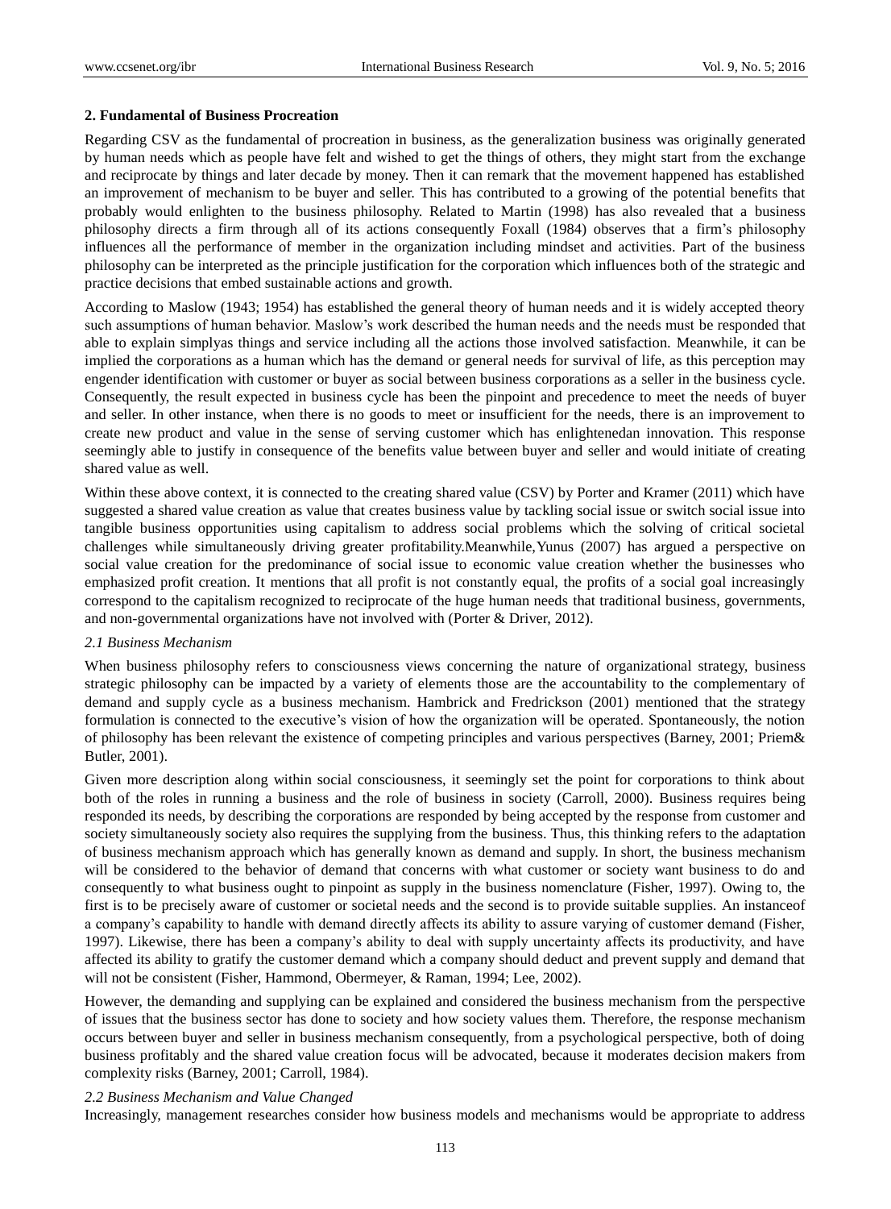## 2. Fundamental of Business Procreation

Regarding CSV as the fundamental of procreation in business, as the generalization business was originally generated by human needs which as people have felt and wished to get the things of others, they might start from the exchange and reciprocate by things and later decade by money. Then it can remark that the movement happened has established an improvement of mechanism to be buyer and seller. This has contributed to a growing of the potential benefits that probably would enlighten to the business philosophy. Related to Martin (1998) has also revealed that a business philosophy directs a firm through all of its actions consequently Foxall (1984) observes that a firm's philosophy influences all the performance of member in the organization including mindset and activities. Part of the business philosophy can be interpreted as the principle justification for the corporation which influences both of the strategic and practice decisions that embed sustainable actions and growth.

According to Maslow (1943; 1954) has established the general theory of human needs and it is widely accepted theory such assumptions of human behavior. Maslow's work described the human needs and the needs must be responded that able to explain simplyas things and service including all the actions those involved satisfaction. Meanwhile, it can be implied the corporations as a human which has the demand or general needs for survival of life, as this perception may engender identification with customer or buyer as social between business corporations as a seller in the business cycle. Consequently, the result expected in business cycle has been the pinpoint and precedence to meet the needs of buyer and seller. In other instance, when there is no goods to meet or insufficient for the needs, there is an improvement to create new product and value in the sense of serving customer which has enlightenedan innovation. This response seemingly able to justify in consequence of the benefits value between buyer and seller and would initiate of creating shared value as well.

Within these above context, it is connected to the creating shared value (CSV) by Porter and Kramer (2011) which have suggested a shared value creation as value that creates business value by tackling social issue or switch social issue into tangible business opportunities using capitalism to address social problems which the solving of critical societal challenges while simultaneously driving greater profitability.Meanwhile,Yunus (2007) has argued a perspective on social value creation for the predominance of social issue to economic value creation whether the businesses who emphasized profit creation. It mentions that all profit is not constantly equal, the profits of a social goal increasingly correspond to the capitalism recognized to reciprocate of the huge human needs that traditional business, governments, and non-governmental organizations have not involved with (Porter & Driver, 2012).

### *2.1 Business Mechanism*

When business philosophy refers to consciousness views concerning the nature of organizational strategy, business strategic philosophy can be impacted by a variety of elements those are the accountability to the complementary of demand and supply cycle as a business mechanism. Hambrick and Fredrickson (2001) mentioned that the strategy formulation is connected to the executive's vision of how the organization will be operated. Spontaneously, the notion of philosophy has been relevant the existence of competing principles and various perspectives (Barney, 2001; Priem& Butler, 2001).

Given more description along within social consciousness, it seemingly set the point for corporations to think about both of the roles in running a business and the role of business in society (Carroll, 2000). Business requires being responded its needs, by describing the corporations are responded by being accepted by the response from customer and society simultaneously society also requires the supplying from the business. Thus, this thinking refers to the adaptation of business mechanism approach which has generally known as demand and supply. In short, the business mechanism will be considered to the behavior of demand that concerns with what customer or society want business to do and consequently to what business ought to pinpoint as supply in the business nomenclature (Fisher, 1997). Owing to, the first is to be precisely aware of customer or societal needs and the second is to provide suitable supplies. An instanceof a company's capability to handle with demand directly affects its ability to assure varying of customer demand (Fisher, 1997). Likewise, there has been a company's ability to deal with supply uncertainty affects its productivity, and have affected its ability to gratify the customer demand which a company should deduct and prevent supply and demand that will not be consistent (Fisher, Hammond, Obermeyer, & Raman, 1994; Lee, 2002).

However, the demanding and supplying can be explained and considered the business mechanism from the perspective of issues that the business sector has done to society and how society values them. Therefore, the response mechanism occurs between buyer and seller in business mechanism consequently, from a psychological perspective, both of doing business profitably and the shared value creation focus will be advocated, because it moderates decision makers from complexity risks (Barney, 2001; Carroll, 1984).

### *2.2 Business Mechanism and Value Changed*

Increasingly, management researches consider how business models and mechanisms would be appropriate to address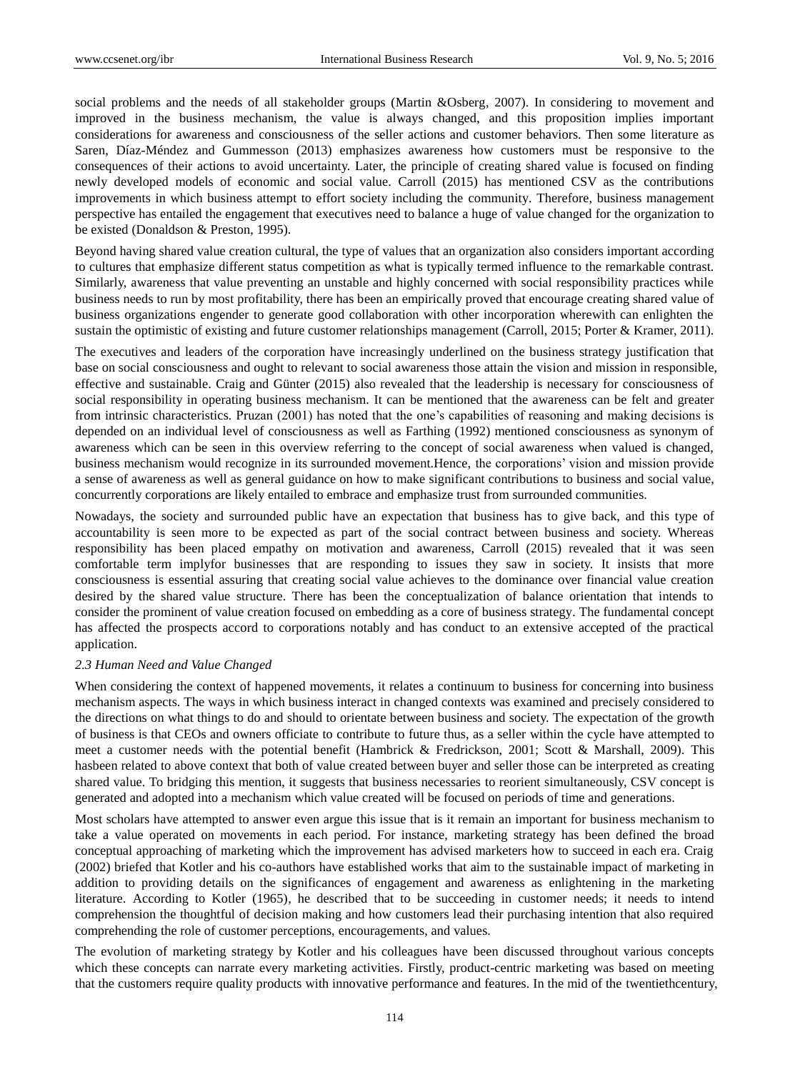social problems and the needs of all stakeholder groups (Martin &Osberg, 2007). In considering to movement and improved in the business mechanism, the value is always changed, and this proposition implies important considerations for awareness and consciousness of the seller actions and customer behaviors. Then some literature as Saren, Díaz-Méndez and Gummesson (2013) emphasizes awareness how customers must be responsive to the consequences of their actions to avoid uncertainty. Later, the principle of creating shared value is focused on finding newly developed models of economic and social value. Carroll (2015) has mentioned CSV as the contributions improvements in which business attempt to effort society including the community. Therefore, business management perspective has entailed the engagement that executives need to balance a huge of value changed for the organization to be existed (Donaldson & Preston, 1995).

Beyond having shared value creation cultural, the type of values that an organization also considers important according to cultures that emphasize different status competition as what is typically termed influence to the remarkable contrast. Similarly, awareness that value preventing an unstable and highly concerned with social responsibility practices while business needs to run by most profitability, there has been an empirically proved that encourage creating shared value of business organizations engender to generate good collaboration with other incorporation wherewith can enlighten the sustain the optimistic of existing and future customer relationships management (Carroll, 2015; Porter & Kramer, 2011).

The executives and leaders of the corporation have increasingly underlined on the business strategy justification that base on social consciousness and ought to relevant to social awareness those attain the vision and mission in responsible, effective and sustainable. Craig and Günter (2015) also revealed that the leadership is necessary for consciousness of social responsibility in operating business mechanism. It can be mentioned that the awareness can be felt and greater from intrinsic characteristics. Pruzan (2001) has noted that the one's capabilities of reasoning and making decisions is depended on an individual level of consciousness as well as Farthing (1992) mentioned consciousness as synonym of awareness which can be seen in this overview referring to the concept of social awareness when valued is changed, business mechanism would recognize in its surrounded movement.Hence, the corporations' vision and mission provide a sense of awareness as well as general guidance on how to make significant contributions to business and social value, concurrently corporations are likely entailed to embrace and emphasize trust from surrounded communities.

Nowadays, the society and surrounded public have an expectation that business has to give back, and this type of accountability is seen more to be expected as part of the social contract between business and society. Whereas responsibility has been placed empathy on motivation and awareness, Carroll (2015) revealed that it was seen comfortable term implyfor businesses that are responding to issues they saw in society. It insists that more consciousness is essential assuring that creating social value achieves to the dominance over financial value creation desired by the shared value structure. There has been the conceptualization of balance orientation that intends to consider the prominent of value creation focused on embedding as a core of business strategy. The fundamental concept has affected the prospects accord to corporations notably and has conduct to an extensive accepted of the practical application.

### *2.3 Human Need and Value Changed*

When considering the context of happened movements, it relates a continuum to business for concerning into business mechanism aspects. The ways in which business interact in changed contexts was examined and precisely considered to the directions on what things to do and should to orientate between business and society. The expectation of the growth of business is that CEOs and owners officiate to contribute to future thus, as a seller within the cycle have attempted to meet a customer needs with the potential benefit (Hambrick & Fredrickson, 2001; Scott & Marshall, 2009). This hasbeen related to above context that both of value created between buyer and seller those can be interpreted as creating shared value. To bridging this mention, it suggests that business necessaries to reorient simultaneously, CSV concept is generated and adopted into a mechanism which value created will be focused on periods of time and generations.

Most scholars have attempted to answer even argue this issue that is it remain an important for business mechanism to take a value operated on movements in each period. For instance, marketing strategy has been defined the broad conceptual approaching of marketing which the improvement has advised marketers how to succeed in each era. Craig (2002) briefed that Kotler and his co-authors have established works that aim to the sustainable impact of marketing in addition to providing details on the significances of engagement and awareness as enlightening in the marketing literature. According to Kotler (1965), he described that to be succeeding in customer needs; it needs to intend comprehension the thoughtful of decision making and how customers lead their purchasing intention that also required comprehending the role of customer perceptions, encouragements, and values.

The evolution of marketing strategy by Kotler and his colleagues have been discussed throughout various concepts which these concepts can narrate every marketing activities. Firstly, product-centric marketing was based on meeting that the customers require quality products with innovative performance and features. In the mid of the twentiethcentury,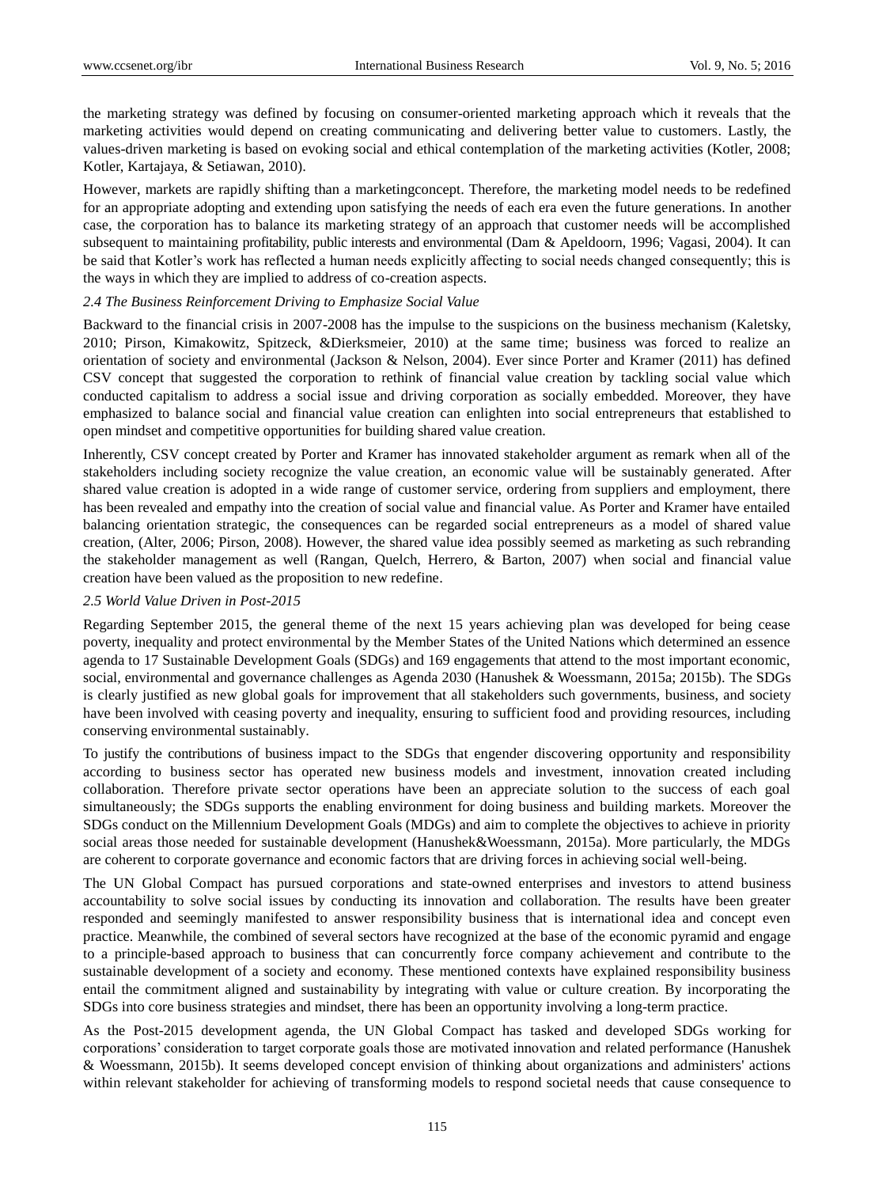the marketing strategy was defined by focusing on consumer-oriented marketing approach which it reveals that the marketing activities would depend on creating communicating and delivering better value to customers. Lastly, the values-driven marketing is based on evoking social and ethical contemplation of the marketing activities (Kotler, 2008; Kotler, Kartajaya, & Setiawan, 2010).

However, markets are rapidly shifting than a marketingconcept. Therefore, the marketing model needs to be redefined for an appropriate adopting and extending upon satisfying the needs of each era even the future generations. In another case, the corporation has to balance its marketing strategy of an approach that customer needs will be accomplished subsequent to maintaining profitability, public interests and environmental (Dam & Apeldoorn, 1996; Vagasi, 2004). It can be said that Kotler's work has reflected a human needs explicitly affecting to social needs changed consequently; this is the ways in which they are implied to address of co-creation aspects.

### *2.4 The Business Reinforcement Driving to Emphasize Social Value*

Backward to the financial crisis in 2007-2008 has the impulse to the suspicions on the business mechanism (Kaletsky, 2010; Pirson, Kimakowitz, Spitzeck, &Dierksmeier, 2010) at the same time; business was forced to realize an orientation of society and environmental (Jackson & Nelson, 2004). Ever since Porter and Kramer (2011) has defined CSV concept that suggested the corporation to rethink of financial value creation by tackling social value which conducted capitalism to address a social issue and driving corporation as socially embedded. Moreover, they have emphasized to balance social and financial value creation can enlighten into social entrepreneurs that established to open mindset and competitive opportunities for building shared value creation.

Inherently, CSV concept created by Porter and Kramer has innovated stakeholder argument as remark when all of the stakeholders including society recognize the value creation, an economic value will be sustainably generated. After shared value creation is adopted in a wide range of customer service, ordering from suppliers and employment, there has been revealed and empathy into the creation of social value and financial value. As Porter and Kramer have entailed balancing orientation strategic, the consequences can be regarded social entrepreneurs as a model of shared value creation, (Alter, 2006; Pirson, 2008). However, the shared value idea possibly seemed as marketing as such rebranding the stakeholder management as well (Rangan, Quelch, Herrero, & Barton, 2007) when social and financial value creation have been valued as the proposition to new redefine.

### *2.5 World Value Driven in Post-2015*

Regarding September 2015, the general theme of the next 15 years achieving plan was developed for being cease poverty, inequality and protect environmental by the Member States of the United Nations which determined an essence agenda to 17 Sustainable Development Goals (SDGs) and 169 engagements that attend to the most important economic, social, environmental and governance challenges as Agenda 2030 (Hanushek & Woessmann, 2015a; 2015b). The SDGs is clearly justified as new global goals for improvement that all stakeholders such governments, business, and society have been involved with ceasing poverty and inequality, ensuring to sufficient food and providing resources, including conserving environmental sustainably.

To justify the contributions of business impact to the SDGs that engender discovering opportunity and responsibility according to business sector has operated new business models and investment, innovation created including collaboration. Therefore private sector operations have been an appreciate solution to the success of each goal simultaneously; the SDGs supports the enabling environment for doing business and building markets. Moreover the SDGs conduct on the Millennium Development Goals (MDGs) and aim to complete the objectives to achieve in priority social areas those needed for sustainable development (Hanushek&Woessmann, 2015a). More particularly, the MDGs are coherent to corporate governance and economic factors that are driving forces in achieving social well-being.

The UN Global Compact has pursued corporations and state-owned enterprises and investors to attend business accountability to solve social issues by conducting its innovation and collaboration. The results have been greater responded and seemingly manifested to answer responsibility business that is international idea and concept even practice. Meanwhile, the combined of several sectors have recognized at the base of the economic pyramid and engage to a principle-based approach to business that can concurrently force company achievement and contribute to the sustainable development of a society and economy. These mentioned contexts have explained responsibility business entail the commitment aligned and sustainability by integrating with value or culture creation. By incorporating the SDGs into core business strategies and mindset, there has been an opportunity involving a long-term practice.

As the Post-2015 development agenda, the UN Global Compact has tasked and developed SDGs working for corporations' consideration to target corporate goals those are motivated innovation and related performance (Hanushek & Woessmann, 2015b). It seems developed concept envision of thinking about organizations and administers' actions within relevant stakeholder for achieving of transforming models to respond societal needs that cause consequence to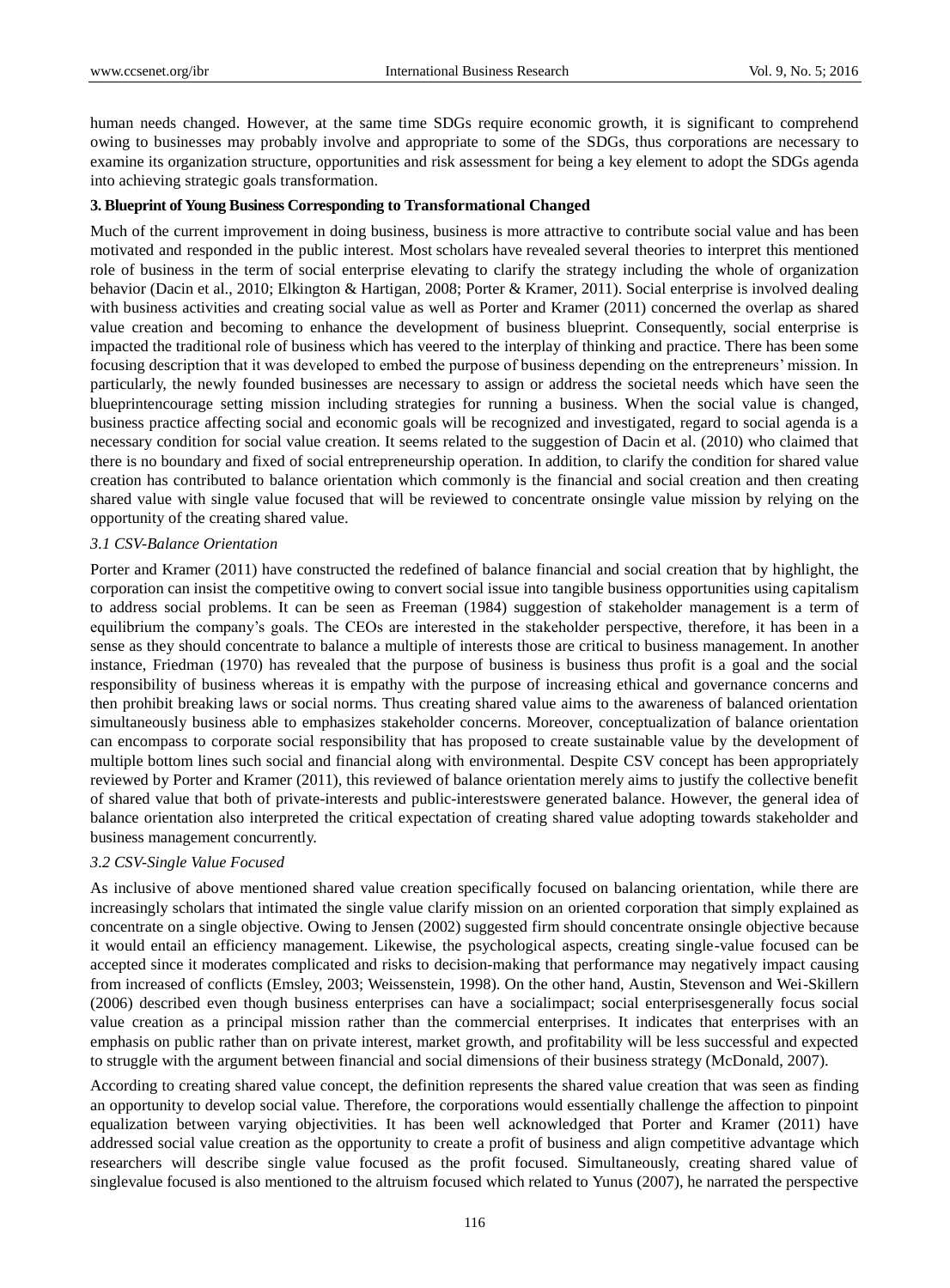human needs changed. However, at the same time SDGs require economic growth, it is significant to comprehend owing to businesses may probably involve and appropriate to some of the SDGs, thus corporations are necessary to examine its organization structure, opportunities and risk assessment for being a key element to adopt the SDGs agenda into achieving strategic goals transformation.

## 3. Blueprint of Young Business Corresponding to Transformational Changed

Much of the current improvement in doing business, business is more attractive to contribute social value and has been motivated and responded in the public interest. Most scholars have revealed several theories to interpret this mentioned role of business in the term of social enterprise elevating to clarify the strategy including the whole of organization behavior (Dacin et al., 2010; Elkington & Hartigan, 2008; Porter & Kramer, 2011). Social enterprise is involved dealing with business activities and creating social value as well as Porter and Kramer (2011) concerned the overlap as shared value creation and becoming to enhance the development of business blueprint. Consequently, social enterprise is impacted the traditional role of business which has veered to the interplay of thinking and practice. There has been some focusing description that it was developed to embed the purpose of business depending on the entrepreneurs' mission. In particularly, the newly founded businesses are necessary to assign or address the societal needs which have seen the blueprintencourage setting mission including strategies for running a business. When the social value is changed, business practice affecting social and economic goals will be recognized and investigated, regard to social agenda is a necessary condition for social value creation. It seems related to the suggestion of Dacin et al. (2010) who claimed that there is no boundary and fixed of social entrepreneurship operation. In addition, to clarify the condition for shared value creation has contributed to balance orientation which commonly is the financial and social creation and then creating shared value with single value focused that will be reviewed to concentrate onsingle value mission by relying on the opportunity of the creating shared value.

### 3.1 CSV-Balance Orientation

Porter and Kramer (2011) have constructed the redefined of balance financial and social creation that by highlight, the corporation can insist the competitive owing to convert social issue into tangible business opportunities using capitalism to address social problems. It can be seen as Freeman (1984) suggestion of stakeholder management is a term of equilibrium the company's goals. The CEOs are interested in the stakeholder perspective, therefore, it has been in a sense as they should concentrate to balance a multiple of interests those are critical to business management. In another instance, Friedman (1970) has revealed that the purpose of business is business thus profit is a goal and the social responsibility of business whereas it is empathy with the purpose of increasing ethical and governance concerns and then prohibit breaking laws or social norms. Thus creating shared value aims to the awareness of balanced orientation simultaneously business able to emphasizes stakeholder concerns. Moreover, conceptualization of balance orientation can encompass to corporate social responsibility that has proposed to create sustainable value by the development of multiple bottom lines such social and financial along with environmental. Despite CSV concept has been appropriately reviewed by Porter and Kramer (2011), this reviewed of balance orientation merely aims to justify the collective benefit of shared value that both of private-interests and public-interestswere generated balance. However, the general idea of balance orientation also interpreted the critical expectation of creating shared value adopting towards stakeholder and business management concurrently.

### 3.2 CSV-Single Value Focused

As inclusive of above mentioned shared value creation specifically focused on balancing orientation, while there are increasingly scholars that intimated the single value clarify mission on an oriented corporation that simply explained as concentrate on a single objective. Owing to Jensen (2002) suggested firm should concentrate onsingle objective because it would entail an efficiency management. Likewise, the psychological aspects, creating single-value focused can be accepted since it moderates complicated and risks to decision-making that performance may negatively impact causing from increased of conflicts (Emsley, 2003; Weissenstein, 1998). On the other hand, Austin, Stevenson and Wei-Skillern (2006) described even though business enterprises can have a socialimpact; social enterprisesgenerally focus social value creation as a principal mission rather than the commercial enterprises. It indicates that enterprises with an emphasis on public rather than on private interest, market growth, and profitability will be less successful and expected to struggle with the argument between financial and social dimensions of their business strategy (McDonald, 2007).

According to creating shared value concept, the definition represents the shared value creation that was seen as finding an opportunity to develop social value. Therefore, the corporations would essentially challenge the affection to pinpoint equalization between varying objectivities. It has been well acknowledged that Porter and Kramer (2011) have addressed social value creation as the opportunity to create a profit of business and align competitive advantage which researchers will describe single value focused as the profit focused. Simultaneously, creating shared value of singlevalue focused is also mentioned to the altruism focused which related to Yunus (2007), he narrated the perspective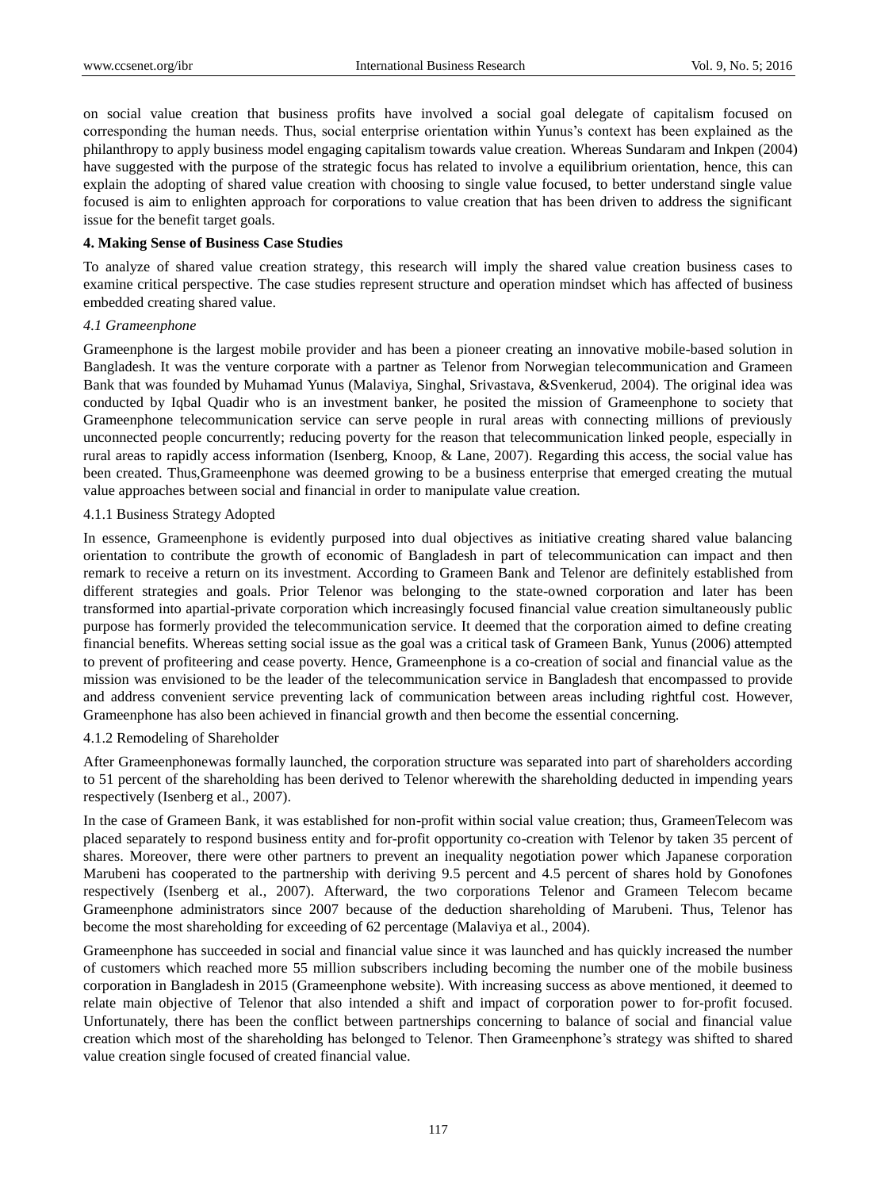on social value creation that business profits have involved a social goal delegate of capitalism focused on corresponding the human needs. Thus, social enterprise orientation within Yunus's context has been explained as the philanthropy to apply business model engaging capitalism towards value creation. Whereas Sundaram and Inkpen (2004) have suggested with the purpose of the strategic focus has related to involve a equilibrium orientation, hence, this can explain the adopting of shared value creation with choosing to single value focused, to better understand single value focused is aim to enlighten approach for corporations to value creation that has been driven to address the significant issue for the benefit target goals.

## 4. Making Sense of Business Case Studies

To analyze of shared value creation strategy, this research will imply the shared value creation business cases to examine critical perspective. The case studies represent structure and operation mindset which has affected of business embedded creating shared value.

### *4.1 Grameenphone*

Grameenphone is the largest mobile provider and has been a pioneer creating an innovative mobile-based solution in Bangladesh. It was the venture corporate with a partner as Telenor from Norwegian telecommunication and Grameen Bank that was founded by Muhamad Yunus (Malaviya, Singhal, Srivastava, &Svenkerud, 2004). The original idea was conducted by Iqbal Quadir who is an investment banker, he posited the mission of Grameenphone to society that Grameenphone telecommunication service can serve people in rural areas with connecting millions of previously unconnected people concurrently; reducing poverty for the reason that telecommunication linked people, especially in rural areas to rapidly access information (Isenberg, Knoop, & Lane, 2007). Regarding this access, the social value has been created. Thus,Grameenphone was deemed growing to be a business enterprise that emerged creating the mutual value approaches between social and financial in order to manipulate value creation.

#### 4.1.1 Business Strategy Adopted

In essence, Grameenphone is evidently purposed into dual objectives as initiative creating shared value balancing orientation to contribute the growth of economic of Bangladesh in part of telecommunication can impact and then remark to receive a return on its investment. According to Grameen Bank and Telenor are definitely established from different strategies and goals. Prior Telenor was belonging to the state-owned corporation and later has been transformed into apartial-private corporation which increasingly focused financial value creation simultaneously public purpose has formerly provided the telecommunication service. It deemed that the corporation aimed to define creating financial benefits. Whereas setting social issue as the goal was a critical task of Grameen Bank, Yunus (2006) attempted to prevent of profiteering and cease poverty. Hence, Grameenphone is a co-creation of social and financial value as the mission was envisioned to be the leader of the telecommunication service in Bangladesh that encompassed to provide and address convenient service preventing lack of communication between areas including rightful cost. However, Grameenphone has also been achieved in financial growth and then become the essential concerning.

#### 4.1.2 Remodeling of Shareholder

After Grameenphonewas formally launched, the corporation structure was separated into part of shareholders according to 51 percent of the shareholding has been derived to Telenor wherewith the shareholding deducted in impending years respectively (Isenberg et al., 2007).

In the case of Grameen Bank, it was established for non-profit within social value creation; thus, GrameenTelecom was placed separately to respond business entity and for-profit opportunity co-creation with Telenor by taken 35 percent of shares. Moreover, there were other partners to prevent an inequality negotiation power which Japanese corporation Marubeni has cooperated to the partnership with deriving 9.5 percent and 4.5 percent of shares hold by Gonofones respectively (Isenberg et al., 2007). Afterward, the two corporations Telenor and Grameen Telecom became Grameenphone administrators since 2007 because of the deduction shareholding of Marubeni. Thus, Telenor has become the most shareholding for exceeding of 62 percentage (Malaviya et al., 2004).

Grameenphone has succeeded in social and financial value since it was launched and has quickly increased the number of customers which reached more 55 million subscribers including becoming the number one of the mobile business corporation in Bangladesh in 2015 (Grameenphone website). With increasing success as above mentioned, it deemed to relate main objective of Telenor that also intended a shift and impact of corporation power to for-profit focused. Unfortunately, there has been the conflict between partnerships concerning to balance of social and financial value creation which most of the shareholding has belonged to Telenor. Then Grameenphone's strategy was shifted to shared value creation single focused of created financial value.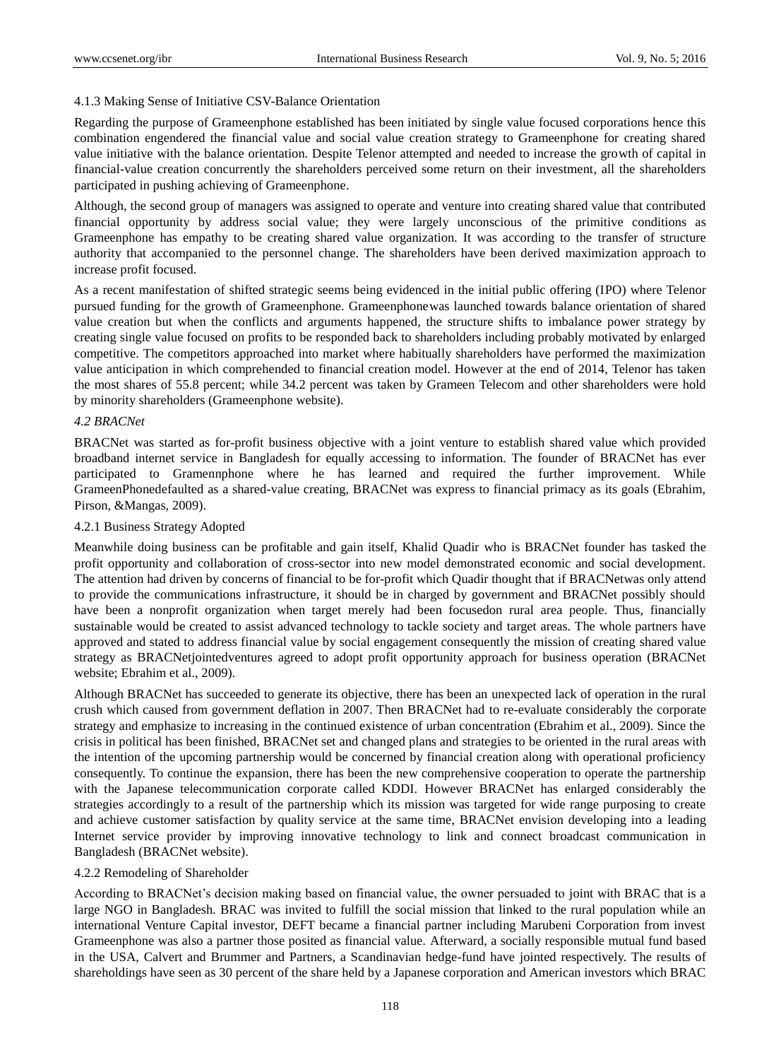#### 4.1.3 Making Sense of Initiative CSV-Balance Orientation

Regarding the purpose of Grameenphone established has been initiated by single value focused corporations hence this combination engendered the financial value and social value creation strategy to Grameenphone for creating shared value initiative with the balance orientation. Despite Telenor attempted and needed to increase the growth of capital in financial-value creation concurrently the shareholders perceived some return on their investment, all the shareholders participated in pushing achieving of Grameenphone.

Although, the second group of managers was assigned to operate and venture into creating shared value that contributed financial opportunity by address social value; they were largely unconscious of the primitive conditions as Grameenphone has empathy to be creating shared value organization. It was according to the transfer of structure authority that accompanied to the personnel change. The shareholders have been derived maximization approach to increase profit focused.

As a recent manifestation of shifted strategic seems being evidenced in the initial public offering (IPO) where Telenor pursued funding for the growth of Grameenphone. Grameenphonewas launched towards balance orientation of shared value creation but when the conflicts and arguments happened, the structure shifts to imbalance power strategy by creating single value focused on profits to be responded back to shareholders including probably motivated by enlarged competitive. The competitors approached into market where habitually shareholders have performed the maximization value anticipation in which comprehended to financial creation model. However at the end of 2014, Telenor has taken the most shares of 55.8 percent; while 34.2 percent was taken by Grameen Telecom and other shareholders were hold by minority shareholders (Grameenphone website).

### *4.2 BRACNet*

BRACNet was started as for-profit business objective with a joint venture to establish shared value which provided broadband internet service in Bangladesh for equally accessing to information. The founder of BRACNet has ever participated to Gramennphone where he has learned and required the further improvement. While GrameenPhonedefaulted as a shared-value creating, BRACNet was express to financial primacy as its goals (Ebrahim, Pirson, &Mangas, 2009).

#### 4.2.1 Business Strategy Adopted

Meanwhile doing business can be profitable and gain itself, Khalid Quadir who is BRACNet founder has tasked the profit opportunity and collaboration of cross-sector into new model demonstrated economic and social development. The attention had driven by concerns of financial to be for-profit which Quadir thought that if BRACNetwas only attend to provide the communications infrastructure, it should be in charged by government and BRACNet possibly should have been a nonprofit organization when target merely had been focusedon rural area people. Thus, financially sustainable would be created to assist advanced technology to tackle society and target areas. The whole partners have approved and stated to address financial value by social engagement consequently the mission of creating shared value strategy as BRACNetjointedventures agreed to adopt profit opportunity approach for business operation (BRACNet website; Ebrahim et al., 2009).

Although BRACNet has succeeded to generate its objective, there has been an unexpected lack of operation in the rural crush which caused from government deflation in 2007. Then BRACNet had to re-evaluate considerably the corporate strategy and emphasize to increasing in the continued existence of urban concentration (Ebrahim et al., 2009). Since the crisis in political has been finished, BRACNet set and changed plans and strategies to be oriented in the rural areas with the intention of the upcoming partnership would be concerned by financial creation along with operational proficiency consequently. To continue the expansion, there has been the new comprehensive cooperation to operate the partnership with the Japanese telecommunication corporate called KDDI. However BRACNet has enlarged considerably the strategies accordingly to a result of the partnership which its mission was targeted for wide range purposing to create and achieve customer satisfaction by quality service at the same time, BRACNet envision developing into a leading Internet service provider by improving innovative technology to link and connect broadcast communication in Bangladesh (BRACNet website).

#### 4.2.2 Remodeling of Shareholder

According to BRACNet's decision making based on financial value, the owner persuaded to joint with BRAC that is a large NGO in Bangladesh. BRAC was invited to fulfill the social mission that linked to the rural population while an international Venture Capital investor, DEFT became a financial partner including Marubeni Corporation from invest Grameenphone was also a partner those posited as financial value. Afterward, a socially responsible mutual fund based in the USA, Calvert and Brummer and Partners, a Scandinavian hedge-fund have jointed respectively. The results of shareholdings have seen as 30 percent of the share held by a Japanese corporation and American investors which BRAC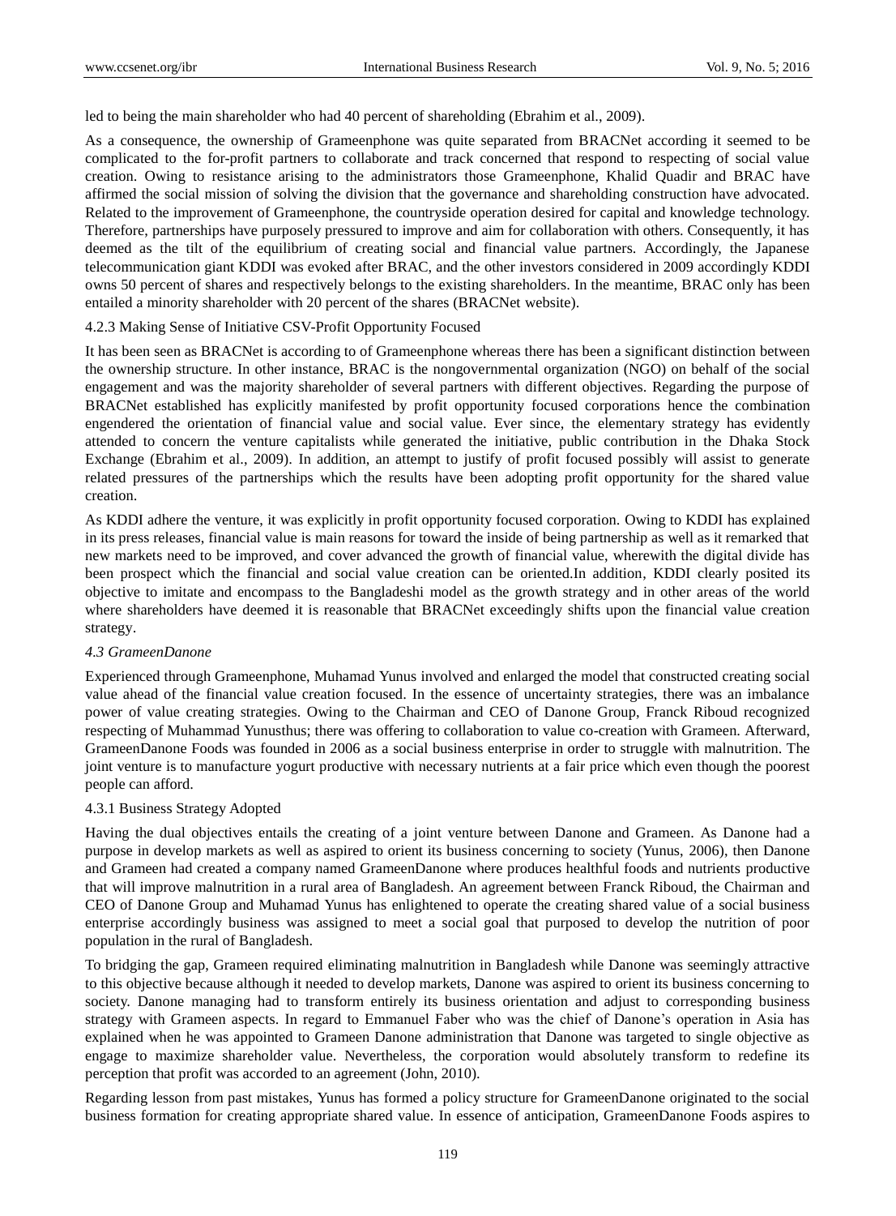led to being the main shareholder who had 40 percent of shareholding (Ebrahim et al., 2009).

As a consequence, the ownership of Grameenphone was quite separated from BRACNet according it seemed to be complicated to the for-profit partners to collaborate and track concerned that respond to respecting of social value creation. Owing to resistance arising to the administrators those Grameenphone, Khalid Quadir and BRAC have affirmed the social mission of solving the division that the governance and shareholding construction have advocated. Related to the improvement of Grameenphone, the countryside operation desired for capital and knowledge technology. Therefore, partnerships have purposely pressured to improve and aim for collaboration with others. Consequently, it has deemed as the tilt of the equilibrium of creating social and financial value partners. Accordingly, the Japanese telecommunication giant KDDI was evoked after BRAC, and the other investors considered in 2009 accordingly KDDI owns 50 percent of shares and respectively belongs to the existing shareholders. In the meantime, BRAC only has been entailed a minority shareholder with 20 percent of the shares (BRACNet website).

4.2.3 Making Sense of Initiative CSV-Profit Opportunity Focused

It has been seen as BRACNet is according to of Grameenphone whereas there has been a significant distinction between the ownership structure. In other instance, BRAC is the nongovernmental organization (NGO) on behalf of the social engagement and was the majority shareholder of several partners with different objectives. Regarding the purpose of BRACNet established has explicitly manifested by profit opportunity focused corporations hence the combination engendered the orientation of financial value and social value. Ever since, the elementary strategy has evidently attended to concern the venture capitalists while generated the initiative, public contribution in the Dhaka Stock Exchange (Ebrahim et al., 2009). In addition, an attempt to justify of profit focused possibly will assist to generate related pressures of the partnerships which the results have been adopting profit opportunity for the shared value creation.

As KDDI adhere the venture, it was explicitly in profit opportunity focused corporation. Owing to KDDI has explained in its press releases, financial value is main reasons for toward the inside of being partnership as well as it remarked that new markets need to be improved, and cover advanced the growth of financial value, wherewith the digital divide has been prospect which the financial and social value creation can be oriented.In addition, KDDI clearly posited its objective to imitate and encompass to the Bangladeshi model as the growth strategy and in other areas of the world where shareholders have deemed it is reasonable that BRACNet exceedingly shifts upon the financial value creation strategy.

*4.3 GrameenDanone*

Experienced through Grameenphone, Muhamad Yunus involved and enlarged the model that constructed creating social value ahead of the financial value creation focused. In the essence of uncertainty strategies, there was an imbalance power of value creating strategies. Owing to the Chairman and CEO of Danone Group, Franck Riboud recognized respecting of Muhammad Yunusthus; there was offering to collaboration to value co-creation with Grameen. Afterward, GrameenDanone Foods was founded in 2006 as a social business enterprise in order to struggle with malnutrition. The joint venture is to manufacture yogurt productive with necessary nutrients at a fair price which even though the poorest people can afford.

4.3.1 Business Strategy Adopted

Having the dual objectives entails the creating of a joint venture between Danone and Grameen. As Danone had a purpose in develop markets as well as aspired to orient its business concerning to society (Yunus, 2006), then Danone and Grameen had created a company named GrameenDanone where produces healthful foods and nutrients productive that will improve malnutrition in a rural area of Bangladesh. An agreement between Franck Riboud, the Chairman and CEO of Danone Group and Muhamad Yunus has enlightened to operate the creating shared value of a social business enterprise accordingly business was assigned to meet a social goal that purposed to develop the nutrition of poor population in the rural of Bangladesh.

To bridging the gap, Grameen required eliminating malnutrition in Bangladesh while Danone was seemingly attractive to this objective because although it needed to develop markets, Danone was aspired to orient its business concerning to society. Danone managing had to transform entirely its business orientation and adjust to corresponding business strategy with Grameen aspects. In regard to Emmanuel Faber who was the chief of Danone's operation in Asia has explained when he was appointed to Grameen Danone administration that Danone was targeted to single objective as engage to maximize shareholder value. Nevertheless, the corporation would absolutely transform to redefine its perception that profit was accorded to an agreement (John, 2010).

Regarding lesson from past mistakes, Yunus has formed a policy structure for GrameenDanone originated to the social business formation for creating appropriate shared value. In essence of anticipation, GrameenDanone Foods aspires to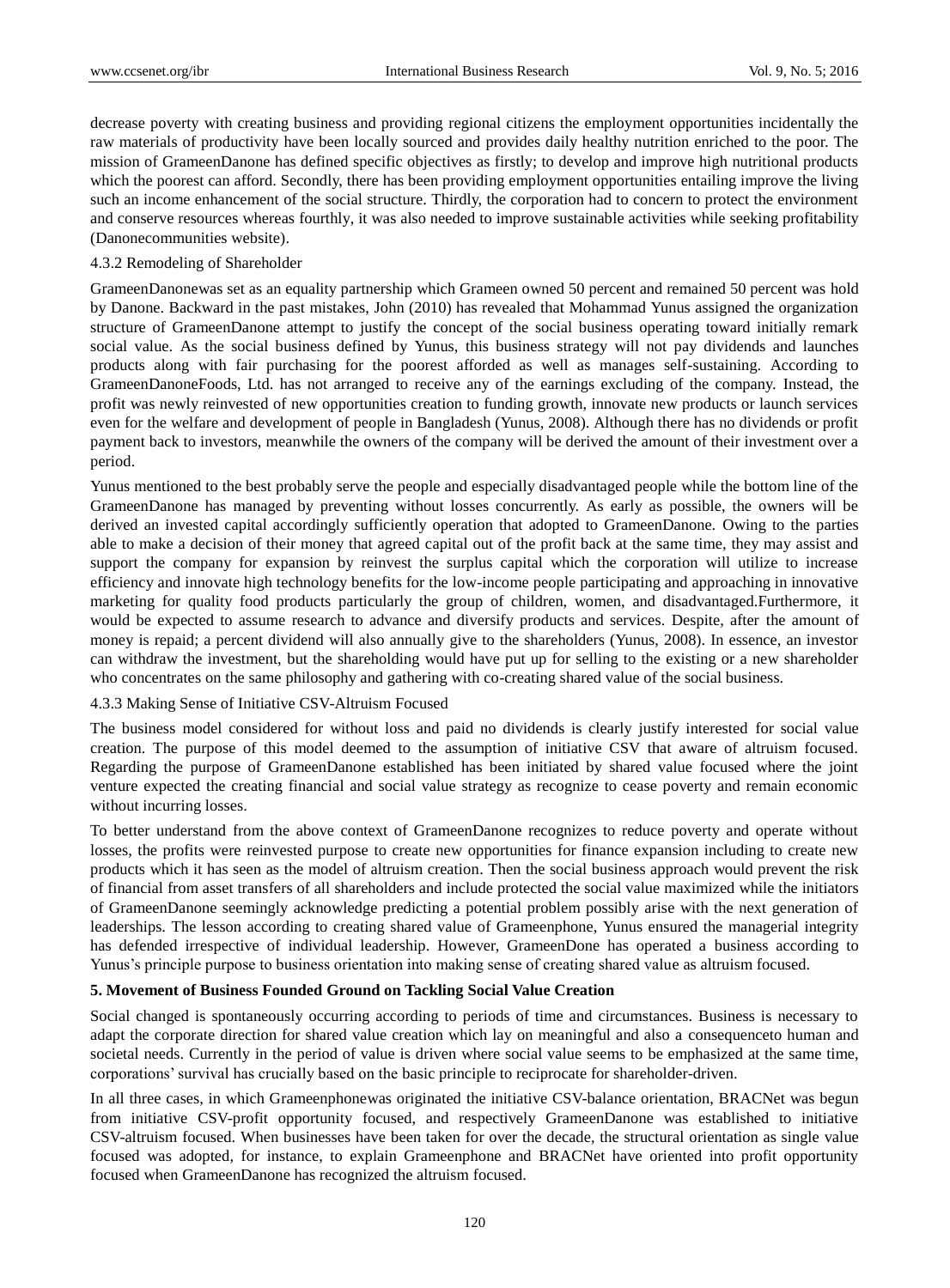decrease poverty with creating business and providing regional citizens the employment opportunities incidentally the raw materials of productivity have been locally sourced and provides daily healthy nutrition enriched to the poor. The mission of GrameenDanone has defined specific objectives as firstly; to develop and improve high nutritional products which the poorest can afford. Secondly, there has been providing employment opportunities entailing improve the living such an income enhancement of the social structure. Thirdly, the corporation has had to concern to protect the environment and conserve resources whereas fourthly, it was also needed to improve sustainable activities while seeking profitability (Danonecommunities website).

#### 4.3.2 Remodeling of Shareholder

GrameenDanonewas set as an equality partnership which Grameen owned 50 percent and remained 50 percent was hold by Danone. Backward in the past mistakes, John (2010) has revealed that Mohammad Yunus assigned the organization structure of GrameenDanone attempt to justify the concept of the social business operating toward initially remark social value. As the social business defined by Yunus, this business strategy will not pay dividends and launches products along with fair purchasing for the poorest afforded as well as manages self-sustaining. According to GrameenDanoneFoods, Ltd. has not arranged to receive any of the earnings excluding of the company. Instead, the profit was newly reinvested of new opportunities creation to funding growth, innovate new products or launch services even for the welfare and development of people in Bangladesh (Yunus, 2008). Although there has no dividends or profit payment back to investors, meanwhile the owners of the company will be derived the amount of their investment over a period.

Yunus mentioned to the best probably serve the people and especially disadvantaged people while the bottom line of the GrameenDanone has managed by preventing without losses concurrently. As early as possible, the owners will be derived an invested capital accordingly sufficiently operation that adopted to GrameenDanone. Owing to the parties able to make a decision of their money that agreed capital out of the profit back at the same time, they may assist and support the company for expansion by reinvest the surplus capital which the corporation will utilize to increase efficiency and innovate high technology benefits for the low-income people participating and approaching in innovative marketing for quality food products particularly the group of children, women, and disadvantaged.Furthermore, it would be expected to assume research to advance and diversify products and services. Despite, after the amount of money is repaid; a percent dividend will also annually give to the shareholders (Yunus, 2008). In essence, an investor can withdraw the investment, but the shareholding would have put up for selling to the existing or a new shareholder who concentrates on the same philosophy and gathering with co-creating shared value of the social business.

#### 4.3.3 Making Sense of Initiative CSV-Altruism Focused

The business model considered for without loss and paid no dividends is clearly justify interested for social value creation. The purpose of this model deemed to the assumption of initiative CSV that aware of altruism focused. Regarding the purpose of GrameenDanone established has been initiated by shared value focused where the joint venture expected the creating financial and social value strategy as recognize to cease poverty and remain economic without incurring losses.

To better understand from the above context of GrameenDanone recognizes to reduce poverty and operate without losses, the profits were reinvested purpose to create new opportunities for finance expansion including to create new products which it has seen as the model of altruism creation. Then the social business approach would prevent the risk of financial from asset transfers of all shareholders and include protected the social value maximized while the initiators of GrameenDanone seemingly acknowledge predicting a potential problem possibly arise with the next generation of leaderships. The lesson according to creating shared value of Grameenphone, Yunus ensured the managerial integrity has defended irrespective of individual leadership. However, GrameenDone has operated a business according to Yunus's principle purpose to business orientation into making sense of creating shared value as altruism focused.

## 5. Movement of Business Founded Ground on Tackling Social Value Creation

Social changed is spontaneously occurring according to periods of time and circumstances. Business is necessary to adapt the corporate direction for shared value creation which lay on meaningful and also a consequenceto human and societal needs. Currently in the period of value is driven where social value seems to be emphasized at the same time, corporations' survival has crucially based on the basic principle to reciprocate for shareholder-driven.

In all three cases, in which Grameenphonewas originated the initiative CSV-balance orientation, BRACNet was begun from initiative CSV-profit opportunity focused, and respectively GrameenDanone was established to initiative CSV-altruism focused. When businesses have been taken for over the decade, the structural orientation as single value focused was adopted, for instance, to explain Grameenphone and BRACNet have oriented into profit opportunity focused when GrameenDanone has recognized the altruism focused.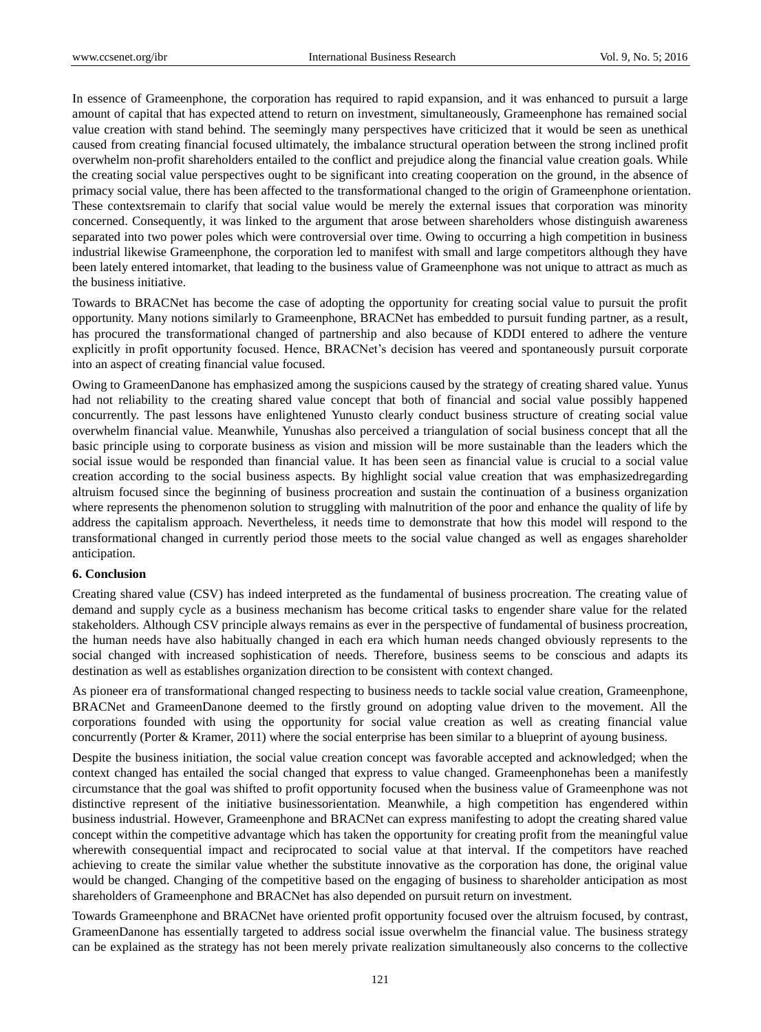In essence of Grameenphone, the corporation has required to rapid expansion, and it was enhanced to pursuit a large amount of capital that has expected attend to return on investment, simultaneously, Grameenphone has remained social value creation with stand behind. The seemingly many perspectives have criticized that it would be seen as unethical caused from creating financial focused ultimately, the imbalance structural operation between the strong inclined profit overwhelm non-profit shareholders entailed to the conflict and prejudice along the financial value creation goals. While the creating social value perspectives ought to be significant into creating cooperation on the ground, in the absence of primacy social value, there has been affected to the transformational changed to the origin of Grameenphone orientation. These contextsremain to clarify that social value would be merely the external issues that corporation was minority concerned. Consequently, it was linked to the argument that arose between shareholders whose distinguish awareness separated into two power poles which were controversial over time. Owing to occurring a high competition in business industrial likewise Grameenphone, the corporation led to manifest with small and large competitors although they have been lately entered intomarket, that leading to the business value of Grameenphone was not unique to attract as much as the business initiative.

Towards to BRACNet has become the case of adopting the opportunity for creating social value to pursuit the profit opportunity. Many notions similarly to Grameenphone, BRACNet has embedded to pursuit funding partner, as a result, has procured the transformational changed of partnership and also because of KDDI entered to adhere the venture explicitly in profit opportunity focused. Hence, BRACNet's decision has veered and spontaneously pursuit corporate into an aspect of creating financial value focused.

Owing to GrameenDanone has emphasized among the suspicions caused by the strategy of creating shared value. Yunus had not reliability to the creating shared value concept that both of financial and social value possibly happened concurrently. The past lessons have enlightened Yunusto clearly conduct business structure of creating social value overwhelm financial value. Meanwhile, Yunushas also perceived a triangulation of social business concept that all the basic principle using to corporate business as vision and mission will be more sustainable than the leaders which the social issue would be responded than financial value. It has been seen as financial value is crucial to a social value creation according to the social business aspects. By highlight social value creation that was emphasizedregarding altruism focused since the beginning of business procreation and sustain the continuation of a business organization where represents the phenomenon solution to struggling with malnutrition of the poor and enhance the quality of life by address the capitalism approach. Nevertheless, it needs time to demonstrate that how this model will respond to the transformational changed in currently period those meets to the social value changed as well as engages shareholder anticipation.

## 6. Conclusion

Creating shared value (CSV) has indeed interpreted as the fundamental of business procreation. The creating value of demand and supply cycle as a business mechanism has become critical tasks to engender share value for the related stakeholders. Although CSV principle always remains as ever in the perspective of fundamental of business procreation, the human needs have also habitually changed in each era which human needs changed obviously represents to the social changed with increased sophistication of needs. Therefore, business seems to be conscious and adapts its destination as well as establishes organization direction to be consistent with context changed.

As pioneer era of transformational changed respecting to business needs to tackle social value creation, Grameenphone, BRACNet and GrameenDanone deemed to the firstly ground on adopting value driven to the movement. All the corporations founded with using the opportunity for social value creation as well as creating financial value concurrently (Porter & Kramer, 2011) where the social enterprise has been similar to a blueprint of ayoung business.

Despite the business initiation, the social value creation concept was favorable accepted and acknowledged; when the context changed has entailed the social changed that express to value changed. Grameenphonehas been a manifestly circumstance that the goal was shifted to profit opportunity focused when the business value of Grameenphone was not distinctive represent of the initiative businessorientation. Meanwhile, a high competition has engendered within business industrial. However, Grameenphone and BRACNet can express manifesting to adopt the creating shared value concept within the competitive advantage which has taken the opportunity for creating profit from the meaningful value wherewith consequential impact and reciprocated to social value at that interval. If the competitors have reached achieving to create the similar value whether the substitute innovative as the corporation has done, the original value would be changed. Changing of the competitive based on the engaging of business to shareholder anticipation as most shareholders of Grameenphone and BRACNet has also depended on pursuit return on investment.

Towards Grameenphone and BRACNet have oriented profit opportunity focused over the altruism focused, by contrast, GrameenDanone has essentially targeted to address social issue overwhelm the financial value. The business strategy can be explained as the strategy has not been merely private realization simultaneously also concerns to the collective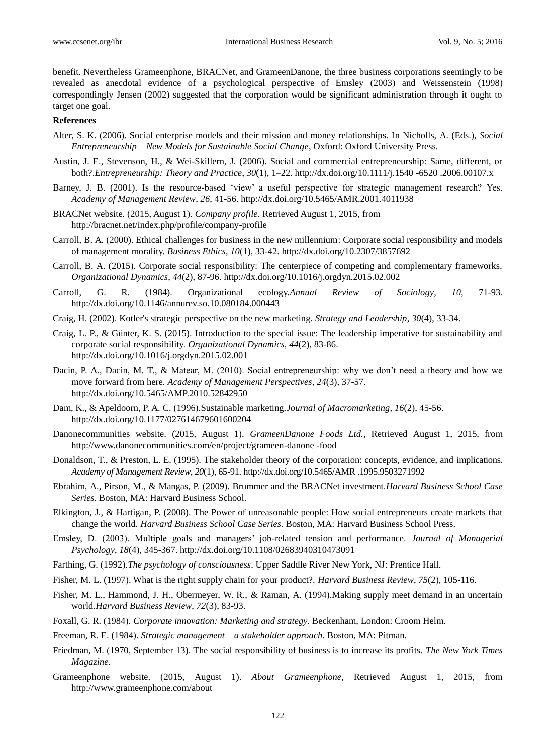benefit. Nevertheless Grameenphone, BRACNet, and GrameenDanone, the three business corporations seemingly to be revealed as anecdotal evidence of a psychological perspective of Emsley (2003) and Weissenstein (1998) correspondingly Jensen (2002) suggested that the corporation would be significant administration through it ought to target one goal.

**References**

Alter, S. K. (2006). Social enterprise models and their mission and money relationships. In Nicholls, A. (Eds.), *Social Entrepreneurship – New Models for Sustainable Social Change*, Oxford: Oxford University Press.

Austin, J. E., Stevenson, H., & Wei-Skillern, J. (2006). Social and commercial entrepreneurship: Same, different, or both?.*Entrepreneurship: Theory and Practice*, *30*(1), 1–22. http://dx.doi.org/10.1111/j.1540 -6520 .2006.00107.x

Barney, J. B. (2001). Is the resource-based 'view' a useful perspective for strategic management research? Yes. *Academy of Management Review*, *26*, 41-56. http://dx.doi.org/10.5465/AMR.2001.4011938

BRACNet website. (2015, August 1). *Company profile*. Retrieved August 1, 2015, from http://bracnet.net/index.php/profile/company-profile

Carroll, B. A. (2000). Ethical challenges for business in the new millennium: Corporate social responsibility and models of management morality. *Business Ethics*, *10*(1), 33-42. http://dx.doi.org/10.2307/3857692

Carroll, B. A. (2015). Corporate social responsibility: The centerpiece of competing and complementary frameworks. *Organizational Dynamics*, *44*(2), 87-96. http://dx.doi.org/10.1016/j.orgdyn.2015.02.002

Carroll, G. R. (1984). Organizational ecology.*Annual Review of Sociology*, *10*, 71-93. http://dx.doi.org/10.1146/annurev.so.10.080184.000443

Craig, H. (2002). Kotler's strategic perspective on the new marketing. *Strategy and Leadership*, *30*(4), 33-34.

Craig, L. P., & Günter, K. S. (2015). Introduction to the special issue: The leadership imperative for sustainability and corporate social responsibility. *Organizational Dynamics*, *44*(2), 83-86. http://dx.doi.org/10.1016/j.orgdyn.2015.02.001

Dacin, P. A., Dacin, M. T., & Matear, M. (2010). Social entrepreneurship: why we don't need a theory and how we move forward from here. *Academy of Management Perspectives*, *24*(3), 37-57. http://dx.doi.org/10.5465/AMP.2010.52842950

Dam, K., & Apeldoorn, P. A. C. (1996).Sustainable marketing.*Journal of Macromarketing*, *16*(2), 45-56. http://dx.doi.org/10.1177/027614679601600204

Danonecommunities website. (2015, August 1). *GrameenDanone Foods Ltd.*, Retrieved August 1, 2015, from http://www.danonecommunities.com/en/project/grameen-danone -food

Donaldson, T., & Preston, L. E. (1995). The stakeholder theory of the corporation: concepts, evidence, and implications. *Academy of Management Review*, *20*(1), 65-91. http://dx.doi.org/10.5465/AMR .1995.9503271992

Ebrahim, A., Pirson, M., & Mangas, P. (2009). Brummer and the BRACNet investment.*Harvard Business School Case Series*. Boston, MA: Harvard Business School.

Elkington, J., & Hartigan, P. (2008). The Power of unreasonable people: How social entrepreneurs create markets that change the world. *Harvard Business School Case Series*. Boston, MA: Harvard Business School Press.

Emsley, D. (2003). Multiple goals and managers' job-related tension and performance. *Journal of Managerial Psychology*, *18*(4), 345-367. http://dx.doi.org/10.1108/02683940310473091

Farthing, G. (1992).*The psychology of consciousness*. Upper Saddle River New York, NJ: Prentice Hall.

Fisher, M. L. (1997). What is the right supply chain for your product?. *Harvard Business Review*, *75*(2), 105-116.

Fisher, M. L., Hammond, J. H., Obermeyer, W. R., & Raman, A. (1994).Making supply meet demand in an uncertain world.*Harvard Business Review*, *72*(3), 83-93.

Foxall, G. R. (1984). *Corporate innovation: Marketing and strategy*. Beckenham, London: Croom Helm.

Freeman, R. E. (1984). *Strategic management – a stakeholder approach*. Boston, MA: Pitman.

Friedman, M. (1970, September 13). The social responsibility of business is to increase its profits. *The New York Times Magazine*.

Grameenphone website. (2015, August 1). *About Grameenphone*, Retrieved August 1, 2015, from http://www.grameenphone.com/about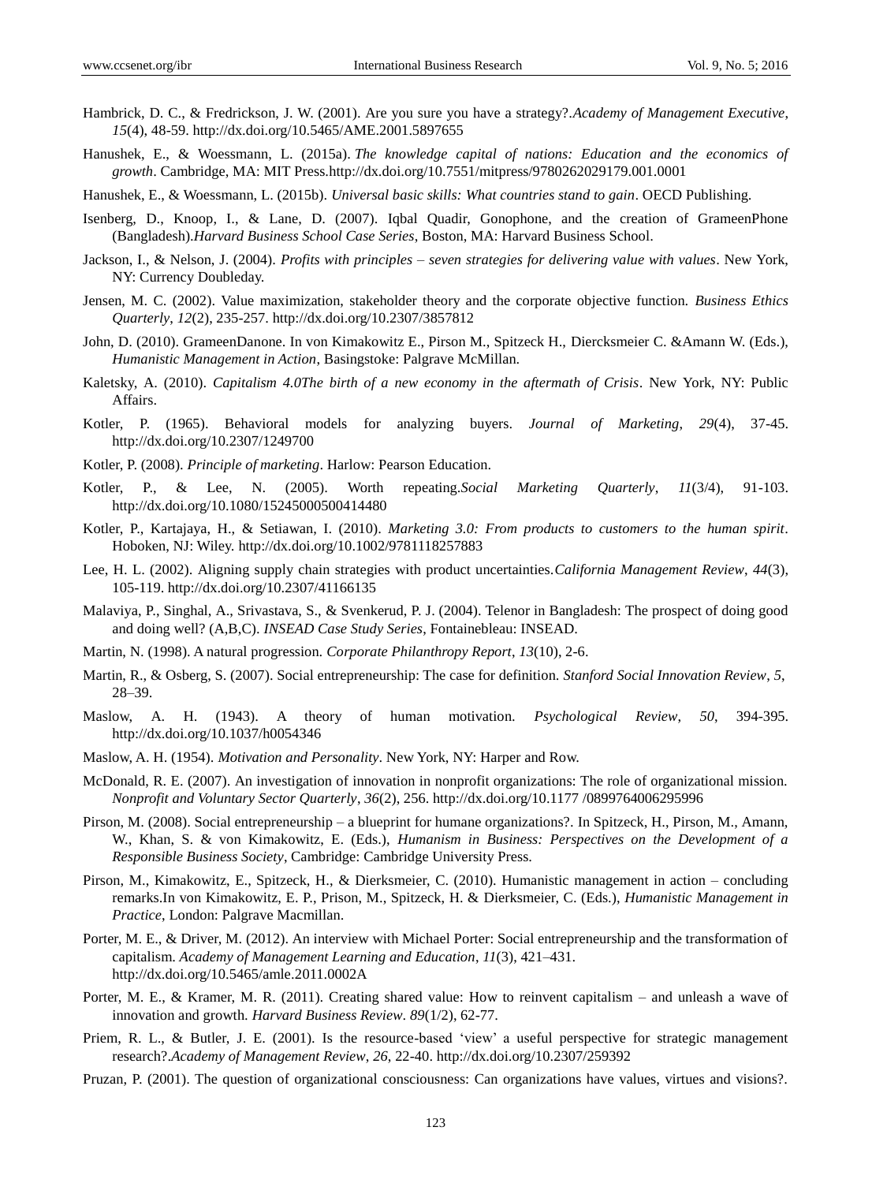Hambrick, D. C., & Fredrickson, J. W. (2001). Are you sure you have a strategy?.*Academy of Management Executive*, *15*(4), 48-59. http://dx.doi.org/10.5465/AME.2001.5897655

Hanushek, E., & Woessmann, L. (2015a). *The knowledge capital of nations: Education and the economics of growth*. Cambridge, MA: MIT Press.http://dx.doi.org/10.7551/mitpress/9780262029179.001.0001

Hanushek, E., & Woessmann, L. (2015b). *Universal basic skills: What countries stand to gain*. OECD Publishing.

Isenberg, D., Knoop, I., & Lane, D. (2007). Iqbal Quadir, Gonophone, and the creation of GrameenPhone (Bangladesh).*Harvard Business School Case Series*, Boston, MA: Harvard Business School.

Jackson, I., & Nelson, J. (2004). *Profits with principles – seven strategies for delivering value with values*. New York, NY: Currency Doubleday.

Jensen, M. C. (2002). Value maximization, stakeholder theory and the corporate objective function. *Business Ethics Quarterly*, *12*(2), 235-257. http://dx.doi.org/10.2307/3857812

John, D. (2010). GrameenDanone. In von Kimakowitz E., Pirson M., Spitzeck H., Diercksmeier C. &Amann W. (Eds.), *Humanistic Management in Action*, Basingstoke: Palgrave McMillan.

Kaletsky, A. (2010). *Capitalism 4.0The birth of a new economy in the aftermath of Crisis*. New York, NY: Public Affairs.

Kotler, P. (1965). Behavioral models for analyzing buyers. *Journal of Marketing*, *29*(4), 37-45. http://dx.doi.org/10.2307/1249700

Kotler, P. (2008). *Principle of marketing*. Harlow: Pearson Education.

Kotler, P., & Lee, N. (2005). Worth repeating.*Social Marketing Quarterly*, *11*(3/4), 91-103. http://dx.doi.org/10.1080/15245000500414480

Kotler, P., Kartajaya, H., & Setiawan, I. (2010). *Marketing 3.0: From products to customers to the human spirit*. Hoboken, NJ: Wiley. http://dx.doi.org/10.1002/9781118257883

Lee, H. L. (2002). Aligning supply chain strategies with product uncertainties.*California Management Review*, *44*(3), 105-119. http://dx.doi.org/10.2307/41166135

Malaviya, P., Singhal, A., Srivastava, S., & Svenkerud, P. J. (2004). Telenor in Bangladesh: The prospect of doing good and doing well? (A,B,C). *INSEAD Case Study Series*, Fontainebleau: INSEAD.

Martin, N. (1998). A natural progression. *Corporate Philanthropy Report*, *13*(10), 2-6.

Martin, R., & Osberg, S. (2007). Social entrepreneurship: The case for definition. *Stanford Social Innovation Review*, *5*, 28–39.

Maslow, A. H. (1943). A theory of human motivation. *Psychological Review*, *50*, 394-395. http://dx.doi.org/10.1037/h0054346

Maslow, A. H. (1954). *Motivation and Personality*. New York, NY: Harper and Row.

McDonald, R. E. (2007). An investigation of innovation in nonprofit organizations: The role of organizational mission. *Nonprofit and Voluntary Sector Quarterly*, *36*(2), 256. http://dx.doi.org/10.1177 /0899764006295996

Pirson, M. (2008). Social entrepreneurship – a blueprint for humane organizations?. In Spitzeck, H., Pirson, M., Amann, W., Khan, S. & von Kimakowitz, E. (Eds.), *Humanism in Business: Perspectives on the Development of a Responsible Business Society*, Cambridge: Cambridge University Press.

Pirson, M., Kimakowitz, E., Spitzeck, H., & Dierksmeier, C. (2010). Humanistic management in action – concluding remarks.In von Kimakowitz, E. P., Prison, M., Spitzeck, H. & Dierksmeier, C. (Eds.), *Humanistic Management in Practice*, London: Palgrave Macmillan.

Porter, M. E., & Driver, M. (2012). An interview with Michael Porter: Social entrepreneurship and the transformation of capitalism. *Academy of Management Learning and Education*, *11*(3), 421–431. http://dx.doi.org/10.5465/amle.2011.0002A

Porter, M. E., & Kramer, M. R. (2011). Creating shared value: How to reinvent capitalism – and unleash a wave of innovation and growth. *Harvard Business Review*. *89*(1/2), 62-77.

Priem, R. L., & Butler, J. E. (2001). Is the resource-based 'view' a useful perspective for strategic management research?.*Academy of Management Review*, *26*, 22-40. http://dx.doi.org/10.2307/259392

Pruzan, P. (2001). The question of organizational consciousness: Can organizations have values, virtues and visions?.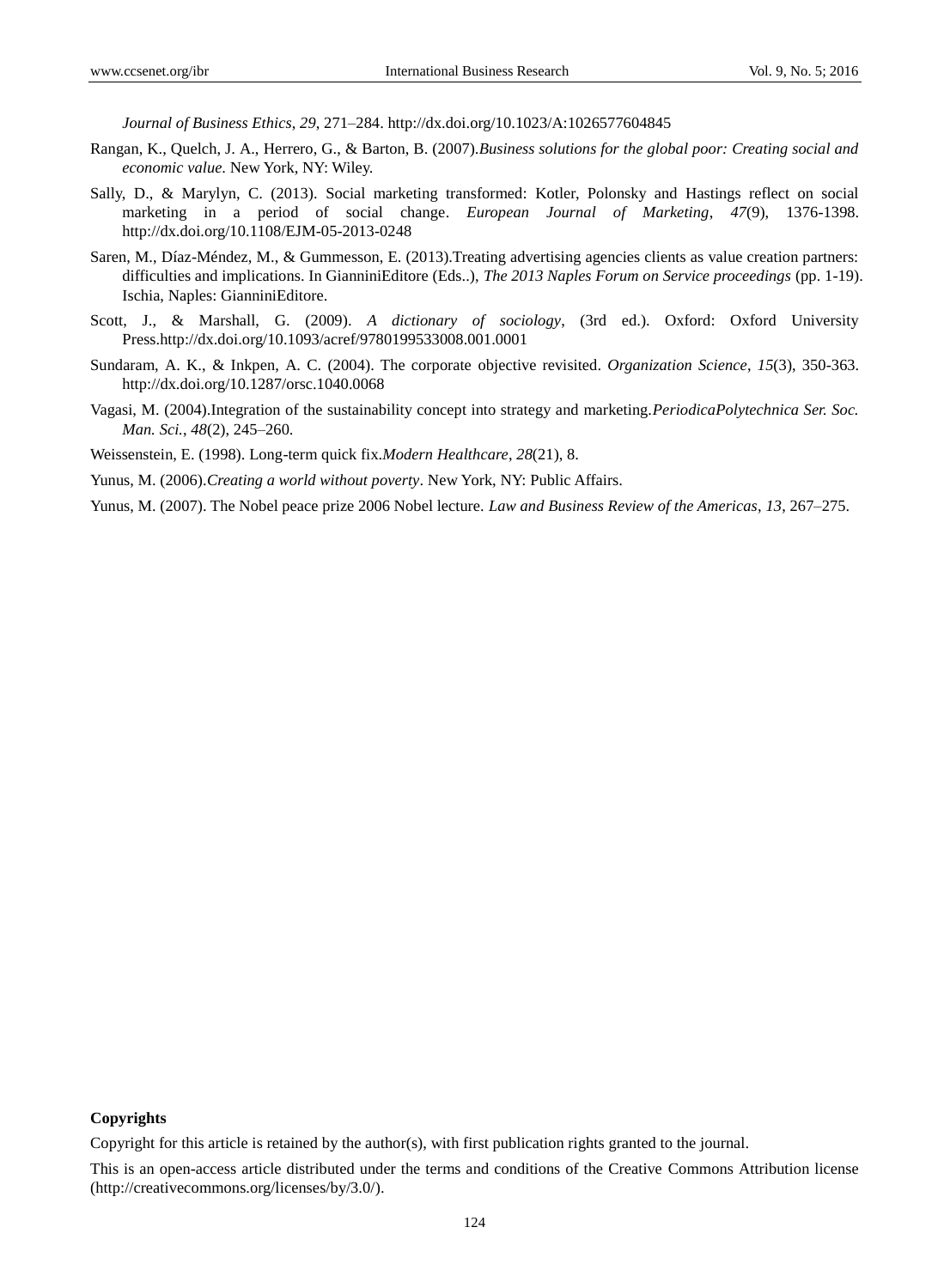*Journal of Business Ethics*, *29*, 271–284. http://dx.doi.org/10.1023/A:1026577604845

Rangan, K., Quelch, J. A., Herrero, G., & Barton, B. (2007).*Business solutions for the global poor: Creating social and economic value*. New York, NY: Wiley.

Sally, D., & Marylyn, C. (2013). Social marketing transformed: Kotler, Polonsky and Hastings reflect on social marketing in a period of social change. *European Journal of Marketing*, *47*(9), 1376-1398. http://dx.doi.org/10.1108/EJM-05-2013-0248

Saren, M., Díaz-Méndez, M., & Gummesson, E. (2013).Treating advertising agencies clients as value creation partners: difficulties and implications. In GianniniEditore (Eds..), *The 2013 Naples Forum on Service proceedings* (pp. 1-19). Ischia, Naples: GianniniEditore.

Scott, J., & Marshall, G. (2009). *A dictionary of sociology*, (3rd ed.). Oxford: Oxford University Press.http://dx.doi.org/10.1093/acref/9780199533008.001.0001

Sundaram, A. K., & Inkpen, A. C. (2004). The corporate objective revisited. *Organization Science*, *15*(3), 350-363. http://dx.doi.org/10.1287/orsc.1040.0068

Vagasi, M. (2004).Integration of the sustainability concept into strategy and marketing.*PeriodicaPolytechnica Ser. Soc. Man. Sci.*, *48*(2), 245–260.

Weissenstein, E. (1998). Long-term quick fix.*Modern Healthcare*, *28*(21), 8.

Yunus, M. (2006).*Creating a world without poverty*. New York, NY: Public Affairs.

Yunus, M. (2007). The Nobel peace prize 2006 Nobel lecture. *Law and Business Review of the Americas*, *13*, 267–275.

**Copyrights**

Copyright for this article is retained by the author(s), with first publication rights granted to the journal.

This is an open-access article distributed under the terms and conditions of the Creative Commons Attribution license (http://creativecommons.org/licenses/by/3.0/).